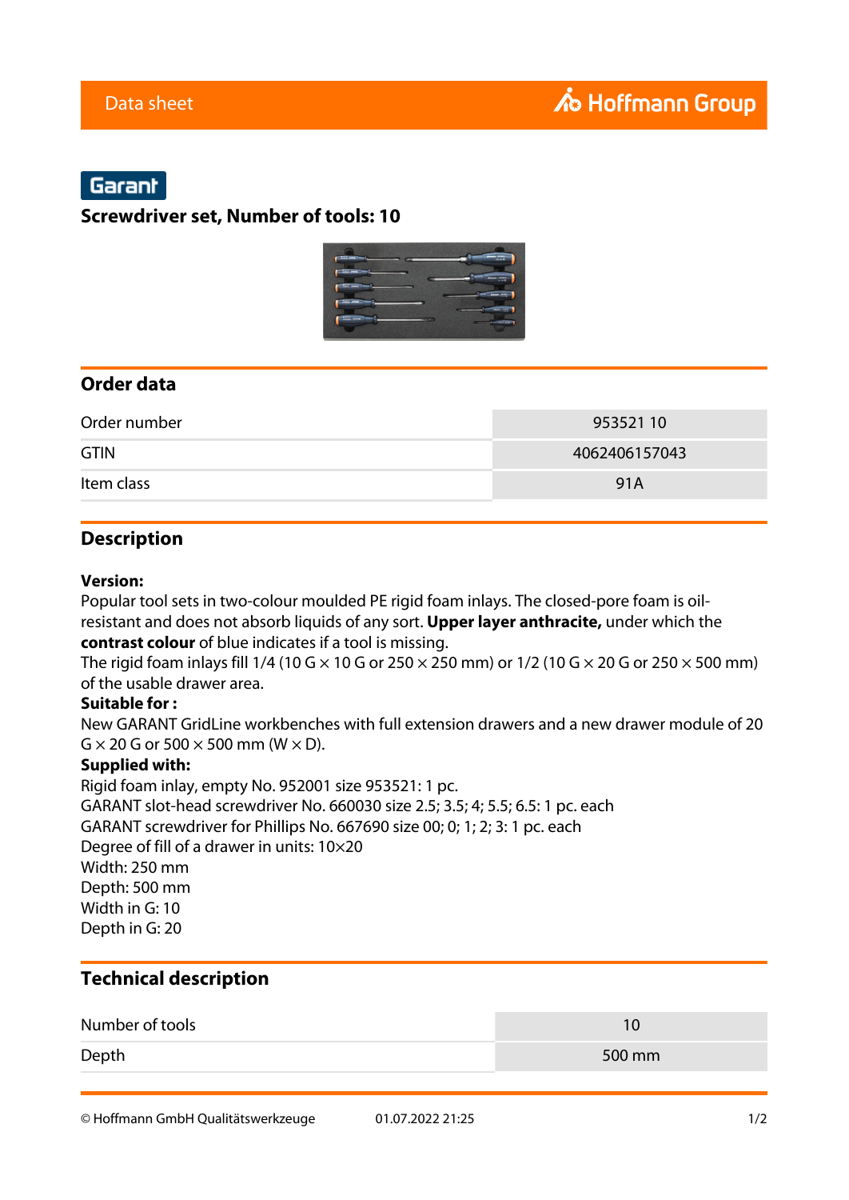Data sheet

Hoffmann Group

Garant

# Screwdriver set, Number of tools: 10

## Order data

| | |
|---|---|
| Order number | 953521 10 |
| GTIN | 4062406157043 |
| Item class | 91A |

## Description

**Version:**
Popular tool sets in two-colour moulded PE rigid foam inlays. The closed-pore foam is oil-resistant and does not absorb liquids of any sort. **Upper layer anthracite,** under which the **contrast colour** of blue indicates if a tool is missing.
The rigid foam inlays fill 1/4 (10 G × 10 G or 250 × 250 mm) or 1/2 (10 G × 20 G or 250 × 500 mm) of the usable drawer area.
**Suitable for :**
New GARANT GridLine workbenches with full extension drawers and a new drawer module of 20 G × 20 G or 500 × 500 mm (W × D).
**Supplied with:**
Rigid foam inlay, empty No. 952001 size 953521: 1 pc.
GARANT slot-head screwdriver No. 660030 size 2.5; 3.5; 4; 5.5; 6.5: 1 pc. each
GARANT screwdriver for Phillips No. 667690 size 00; 0; 1; 2; 3: 1 pc. each
Degree of fill of a drawer in units: 10×20
Width: 250 mm
Depth: 500 mm
Width in G: 10
Depth in G: 20

## Technical description

| | |
|---|---|
| Number of tools | 10 |
| Depth | 500 mm |

© Hoffmann GmbH Qualitätswerkzeuge 01.07.2022 21:25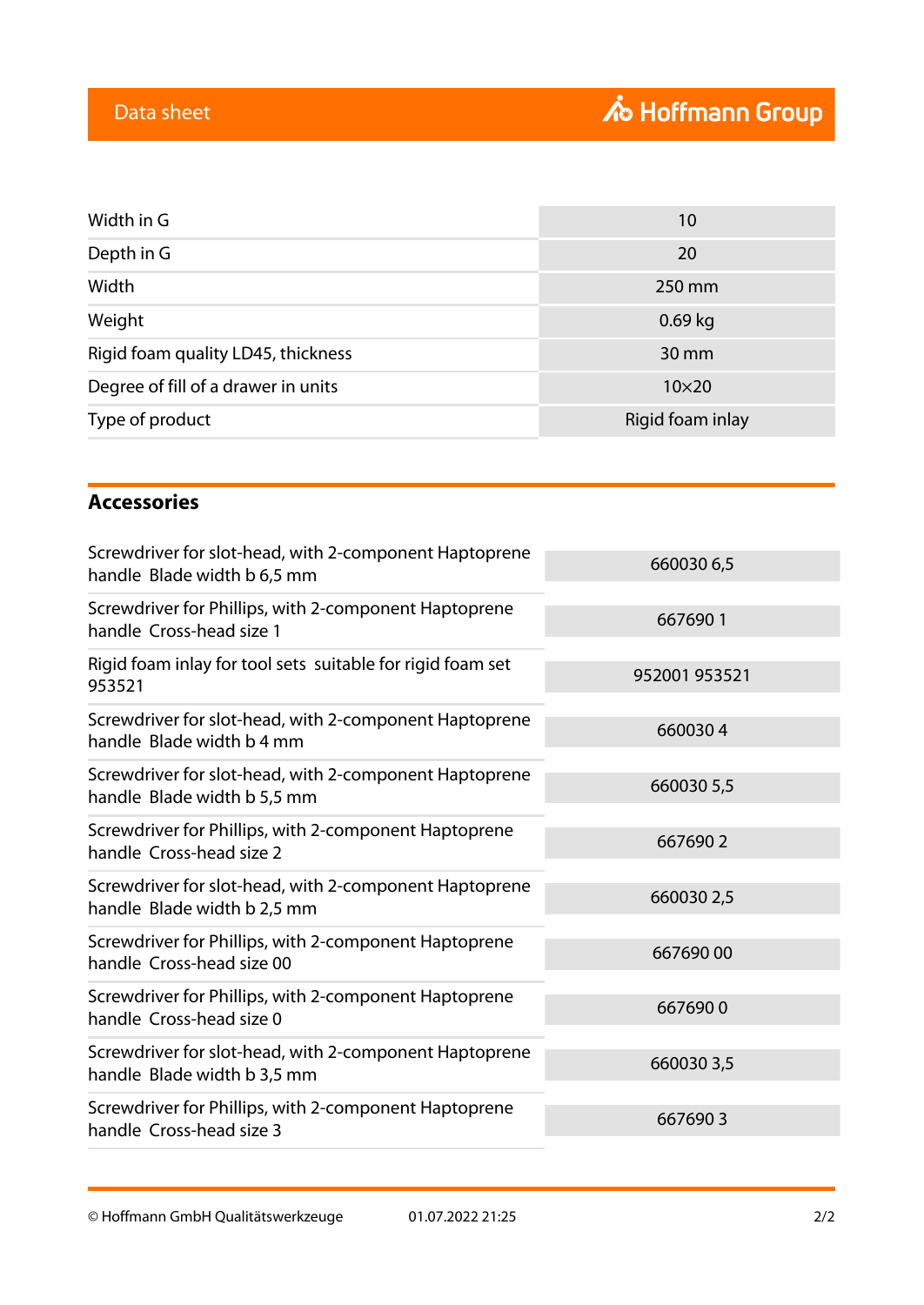| | |
|---|---|
| Width in G | 10 |
| Depth in G | 20 |
| Width | 250 mm |
| Weight | 0.69 kg |
| Rigid foam quality LD45, thickness | 30 mm |
| Degree of fill of a drawer in units | 10×20 |
| Type of product | Rigid foam inlay |

## Accessories

| | |
|---|---|
| Screwdriver for slot-head, with 2-component Haptoprene handle  Blade width b 6,5 mm | 660030 6,5 |
| Screwdriver for Phillips, with 2-component Haptoprene handle  Cross-head size 1 | 667690 1 |
| Rigid foam inlay for tool sets  suitable for rigid foam set 953521 | 952001 953521 |
| Screwdriver for slot-head, with 2-component Haptoprene handle  Blade width b 4 mm | 660030 4 |
| Screwdriver for slot-head, with 2-component Haptoprene handle  Blade width b 5,5 mm | 660030 5,5 |
| Screwdriver for Phillips, with 2-component Haptoprene handle  Cross-head size 2 | 667690 2 |
| Screwdriver for slot-head, with 2-component Haptoprene handle  Blade width b 2,5 mm | 660030 2,5 |
| Screwdriver for Phillips, with 2-component Haptoprene handle  Cross-head size 00 | 667690 00 |
| Screwdriver for Phillips, with 2-component Haptoprene handle  Cross-head size 0 | 667690 0 |
| Screwdriver for slot-head, with 2-component Haptoprene handle  Blade width b 3,5 mm | 660030 3,5 |
| Screwdriver for Phillips, with 2-component Haptoprene handle  Cross-head size 3 | 667690 3 |